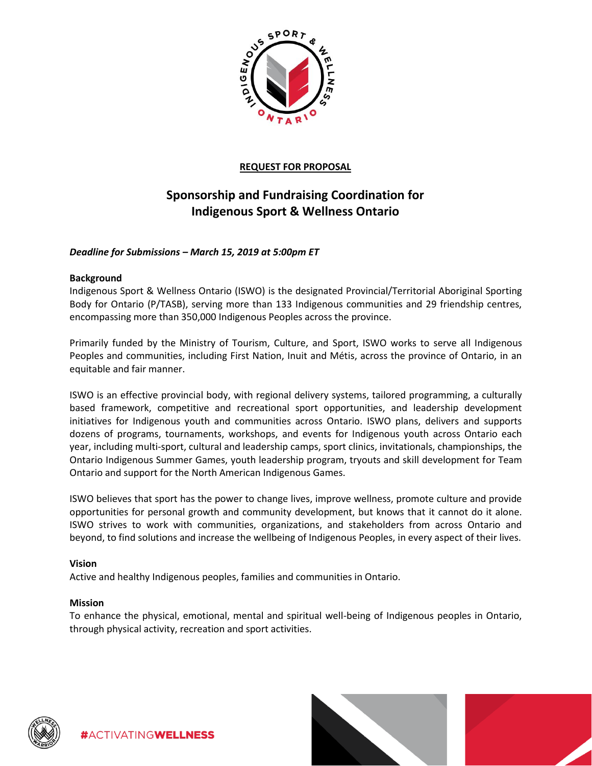**REQUEST FOR PROPOSAL**

# Sponsorship and Fundraising Coordination for Indigenous Sport & Wellness Ontario

***Deadline for Submissions – March 15, 2019 at 5:00pm ET***

**Background**

Indigenous Sport & Wellness Ontario (ISWO) is the designated Provincial/Territorial Aboriginal Sporting Body for Ontario (P/TASB), serving more than 133 Indigenous communities and 29 friendship centres, encompassing more than 350,000 Indigenous Peoples across the province.

Primarily funded by the Ministry of Tourism, Culture, and Sport, ISWO works to serve all Indigenous Peoples and communities, including First Nation, Inuit and Métis, across the province of Ontario, in an equitable and fair manner.

ISWO is an effective provincial body, with regional delivery systems, tailored programming, a culturally based framework, competitive and recreational sport opportunities, and leadership development initiatives for Indigenous youth and communities across Ontario. ISWO plans, delivers and supports dozens of programs, tournaments, workshops, and events for Indigenous youth across Ontario each year, including multi-sport, cultural and leadership camps, sport clinics, invitationals, championships, the Ontario Indigenous Summer Games, youth leadership program, tryouts and skill development for Team Ontario and support for the North American Indigenous Games.

ISWO believes that sport has the power to change lives, improve wellness, promote culture and provide opportunities for personal growth and community development, but knows that it cannot do it alone. ISWO strives to work with communities, organizations, and stakeholders from across Ontario and beyond, to find solutions and increase the wellbeing of Indigenous Peoples, in every aspect of their lives.

**Vision**

Active and healthy Indigenous peoples, families and communities in Ontario.

**Mission**

To enhance the physical, emotional, mental and spiritual well-being of Indigenous peoples in Ontario, through physical activity, recreation and sport activities.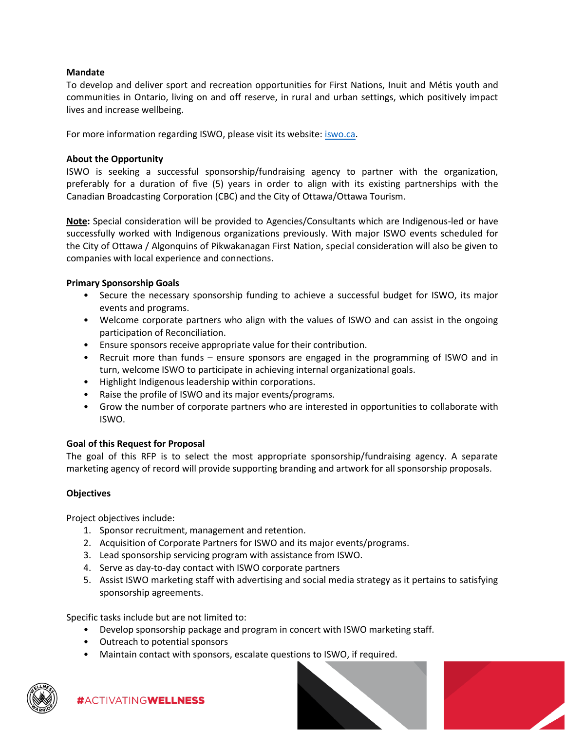**Mandate**

To develop and deliver sport and recreation opportunities for First Nations, Inuit and Métis youth and communities in Ontario, living on and off reserve, in rural and urban settings, which positively impact lives and increase wellbeing.

For more information regarding ISWO, please visit its website: [iswo.ca](iswo.ca).

**About the Opportunity**

ISWO is seeking a successful sponsorship/fundraising agency to partner with the organization, preferably for a duration of five (5) years in order to align with its existing partnerships with the Canadian Broadcasting Corporation (CBC) and the City of Ottawa/Ottawa Tourism.

**Note:** Special consideration will be provided to Agencies/Consultants which are Indigenous-led or have successfully worked with Indigenous organizations previously. With major ISWO events scheduled for the City of Ottawa / Algonquins of Pikwakanagan First Nation, special consideration will also be given to companies with local experience and connections.

**Primary Sponsorship Goals**

- Secure the necessary sponsorship funding to achieve a successful budget for ISWO, its major events and programs.
- Welcome corporate partners who align with the values of ISWO and can assist in the ongoing participation of Reconciliation.
- Ensure sponsors receive appropriate value for their contribution.
- Recruit more than funds – ensure sponsors are engaged in the programming of ISWO and in turn, welcome ISWO to participate in achieving internal organizational goals.
- Highlight Indigenous leadership within corporations.
- Raise the profile of ISWO and its major events/programs.
- Grow the number of corporate partners who are interested in opportunities to collaborate with ISWO.

**Goal of this Request for Proposal**

The goal of this RFP is to select the most appropriate sponsorship/fundraising agency. A separate marketing agency of record will provide supporting branding and artwork for all sponsorship proposals.

**Objectives**

Project objectives include:

1. Sponsor recruitment, management and retention.
2. Acquisition of Corporate Partners for ISWO and its major events/programs.
3. Lead sponsorship servicing program with assistance from ISWO.
4. Serve as day-to-day contact with ISWO corporate partners
5. Assist ISWO marketing staff with advertising and social media strategy as it pertains to satisfying sponsorship agreements.

Specific tasks include but are not limited to:

- Develop sponsorship package and program in concert with ISWO marketing staff.
- Outreach to potential sponsors
- Maintain contact with sponsors, escalate questions to ISWO, if required.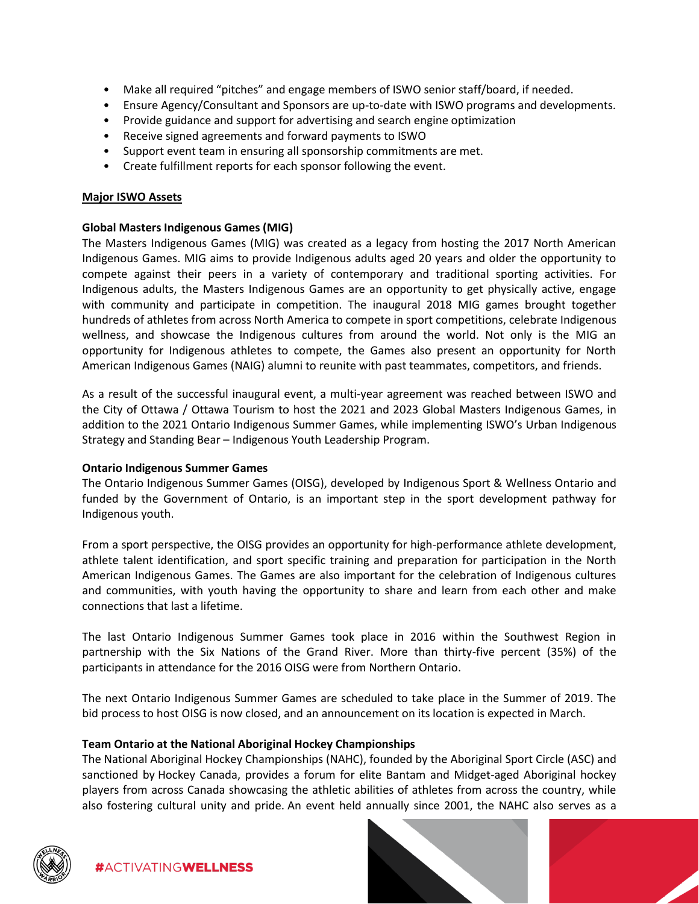- Make all required "pitches" and engage members of ISWO senior staff/board, if needed.
- Ensure Agency/Consultant and Sponsors are up-to-date with ISWO programs and developments.
- Provide guidance and support for advertising and search engine optimization
- Receive signed agreements and forward payments to ISWO
- Support event team in ensuring all sponsorship commitments are met.
- Create fulfillment reports for each sponsor following the event.

**<u>Major ISWO Assets</u>**

**Global Masters Indigenous Games (MIG)**

The Masters Indigenous Games (MIG) was created as a legacy from hosting the 2017 North American Indigenous Games. MIG aims to provide Indigenous adults aged 20 years and older the opportunity to compete against their peers in a variety of contemporary and traditional sporting activities. For Indigenous adults, the Masters Indigenous Games are an opportunity to get physically active, engage with community and participate in competition. The inaugural 2018 MIG games brought together hundreds of athletes from across North America to compete in sport competitions, celebrate Indigenous wellness, and showcase the Indigenous cultures from around the world. Not only is the MIG an opportunity for Indigenous athletes to compete, the Games also present an opportunity for North American Indigenous Games (NAIG) alumni to reunite with past teammates, competitors, and friends.

As a result of the successful inaugural event, a multi-year agreement was reached between ISWO and the City of Ottawa / Ottawa Tourism to host the 2021 and 2023 Global Masters Indigenous Games, in addition to the 2021 Ontario Indigenous Summer Games, while implementing ISWO's Urban Indigenous Strategy and Standing Bear – Indigenous Youth Leadership Program.

**Ontario Indigenous Summer Games**

The Ontario Indigenous Summer Games (OISG), developed by Indigenous Sport & Wellness Ontario and funded by the Government of Ontario, is an important step in the sport development pathway for Indigenous youth.

From a sport perspective, the OISG provides an opportunity for high-performance athlete development, athlete talent identification, and sport specific training and preparation for participation in the North American Indigenous Games. The Games are also important for the celebration of Indigenous cultures and communities, with youth having the opportunity to share and learn from each other and make connections that last a lifetime.

The last Ontario Indigenous Summer Games took place in 2016 within the Southwest Region in partnership with the Six Nations of the Grand River. More than thirty-five percent (35%) of the participants in attendance for the 2016 OISG were from Northern Ontario.

The next Ontario Indigenous Summer Games are scheduled to take place in the Summer of 2019. The bid process to host OISG is now closed, and an announcement on its location is expected in March.

**Team Ontario at the National Aboriginal Hockey Championships**

The National Aboriginal Hockey Championships (NAHC), founded by the Aboriginal Sport Circle (ASC) and sanctioned by Hockey Canada, provides a forum for elite Bantam and Midget-aged Aboriginal hockey players from across Canada showcasing the athletic abilities of athletes from across the country, while also fostering cultural unity and pride. An event held annually since 2001, the NAHC also serves as a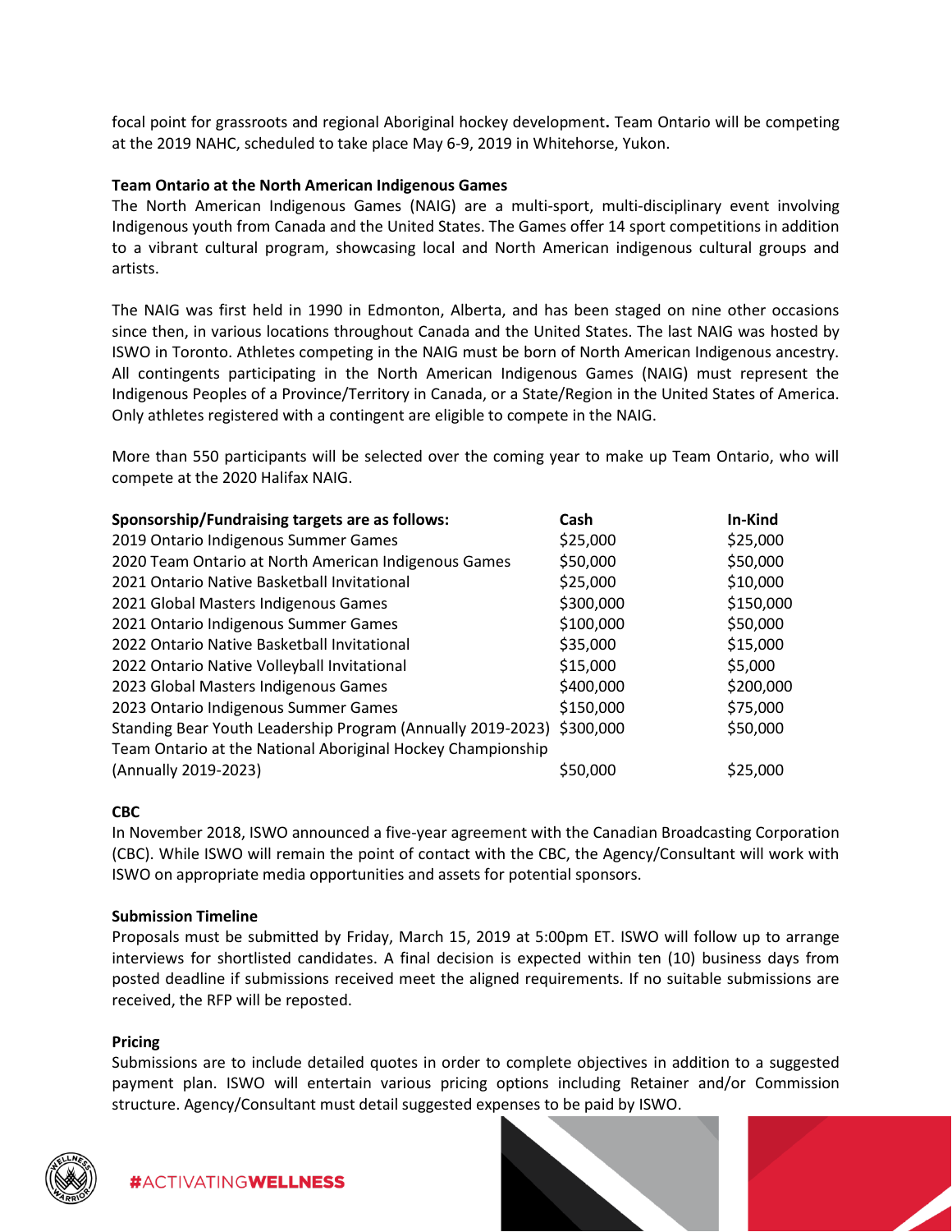focal point for grassroots and regional Aboriginal hockey development**.** Team Ontario will be competing at the 2019 NAHC, scheduled to take place May 6-9, 2019 in Whitehorse, Yukon.

**Team Ontario at the North American Indigenous Games**

The North American Indigenous Games (NAIG) are a multi-sport, multi-disciplinary event involving Indigenous youth from Canada and the United States. The Games offer 14 sport competitions in addition to a vibrant cultural program, showcasing local and North American indigenous cultural groups and artists.

The NAIG was first held in 1990 in Edmonton, Alberta, and has been staged on nine other occasions since then, in various locations throughout Canada and the United States. The last NAIG was hosted by ISWO in Toronto. Athletes competing in the NAIG must be born of North American Indigenous ancestry. All contingents participating in the North American Indigenous Games (NAIG) must represent the Indigenous Peoples of a Province/Territory in Canada, or a State/Region in the United States of America. Only athletes registered with a contingent are eligible to compete in the NAIG.

More than 550 participants will be selected over the coming year to make up Team Ontario, who will compete at the 2020 Halifax NAIG.

| Sponsorship/Fundraising targets are as follows: | Cash | In-Kind |
|---|---|---|
| 2019 Ontario Indigenous Summer Games | $25,000 | $25,000 |
| 2020 Team Ontario at North American Indigenous Games | $50,000 | $50,000 |
| 2021 Ontario Native Basketball Invitational | $25,000 | $10,000 |
| 2021 Global Masters Indigenous Games | $300,000 | $150,000 |
| 2021 Ontario Indigenous Summer Games | $100,000 | $50,000 |
| 2022 Ontario Native Basketball Invitational | $35,000 | $15,000 |
| 2022 Ontario Native Volleyball Invitational | $15,000 | $5,000 |
| 2023 Global Masters Indigenous Games | $400,000 | $200,000 |
| 2023 Ontario Indigenous Summer Games | $150,000 | $75,000 |
| Standing Bear Youth Leadership Program (Annually 2019-2023) | $300,000 | $50,000 |
| Team Ontario at the National Aboriginal Hockey Championship (Annually 2019-2023) | $50,000 | $25,000 |

**CBC**

In November 2018, ISWO announced a five-year agreement with the Canadian Broadcasting Corporation (CBC). While ISWO will remain the point of contact with the CBC, the Agency/Consultant will work with ISWO on appropriate media opportunities and assets for potential sponsors.

**Submission Timeline**

Proposals must be submitted by Friday, March 15, 2019 at 5:00pm ET. ISWO will follow up to arrange interviews for shortlisted candidates. A final decision is expected within ten (10) business days from posted deadline if submissions received meet the aligned requirements. If no suitable submissions are received, the RFP will be reposted.

**Pricing**

Submissions are to include detailed quotes in order to complete objectives in addition to a suggested payment plan. ISWO will entertain various pricing options including Retainer and/or Commission structure. Agency/Consultant must detail suggested expenses to be paid by ISWO.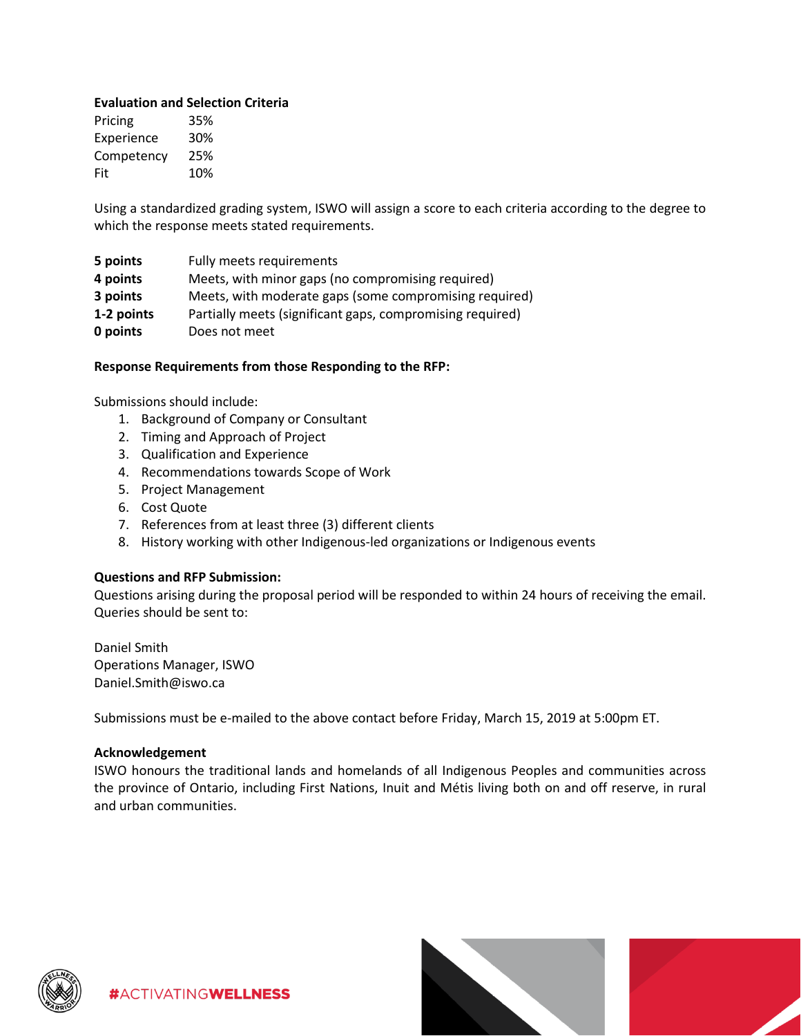**Evaluation and Selection Criteria**

| | |
|---|---|
| Pricing | 35% |
| Experience | 30% |
| Competency | 25% |
| Fit | 10% |

Using a standardized grading system, ISWO will assign a score to each criteria according to the degree to which the response meets stated requirements.

| | |
|---|---|
| **5 points** | Fully meets requirements |
| **4 points** | Meets, with minor gaps (no compromising required) |
| **3 points** | Meets, with moderate gaps (some compromising required) |
| **1-2 points** | Partially meets (significant gaps, compromising required) |
| **0 points** | Does not meet |

**Response Requirements from those Responding to the RFP:**

Submissions should include:

1. Background of Company or Consultant
2. Timing and Approach of Project
3. Qualification and Experience
4. Recommendations towards Scope of Work
5. Project Management
6. Cost Quote
7. References from at least three (3) different clients
8. History working with other Indigenous-led organizations or Indigenous events

**Questions and RFP Submission:**

Questions arising during the proposal period will be responded to within 24 hours of receiving the email. Queries should be sent to:

Daniel Smith
Operations Manager, ISWO
Daniel.Smith@iswo.ca

Submissions must be e-mailed to the above contact before Friday, March 15, 2019 at 5:00pm ET.

**Acknowledgement**

ISWO honours the traditional lands and homelands of all Indigenous Peoples and communities across the province of Ontario, including First Nations, Inuit and Métis living both on and off reserve, in rural and urban communities.